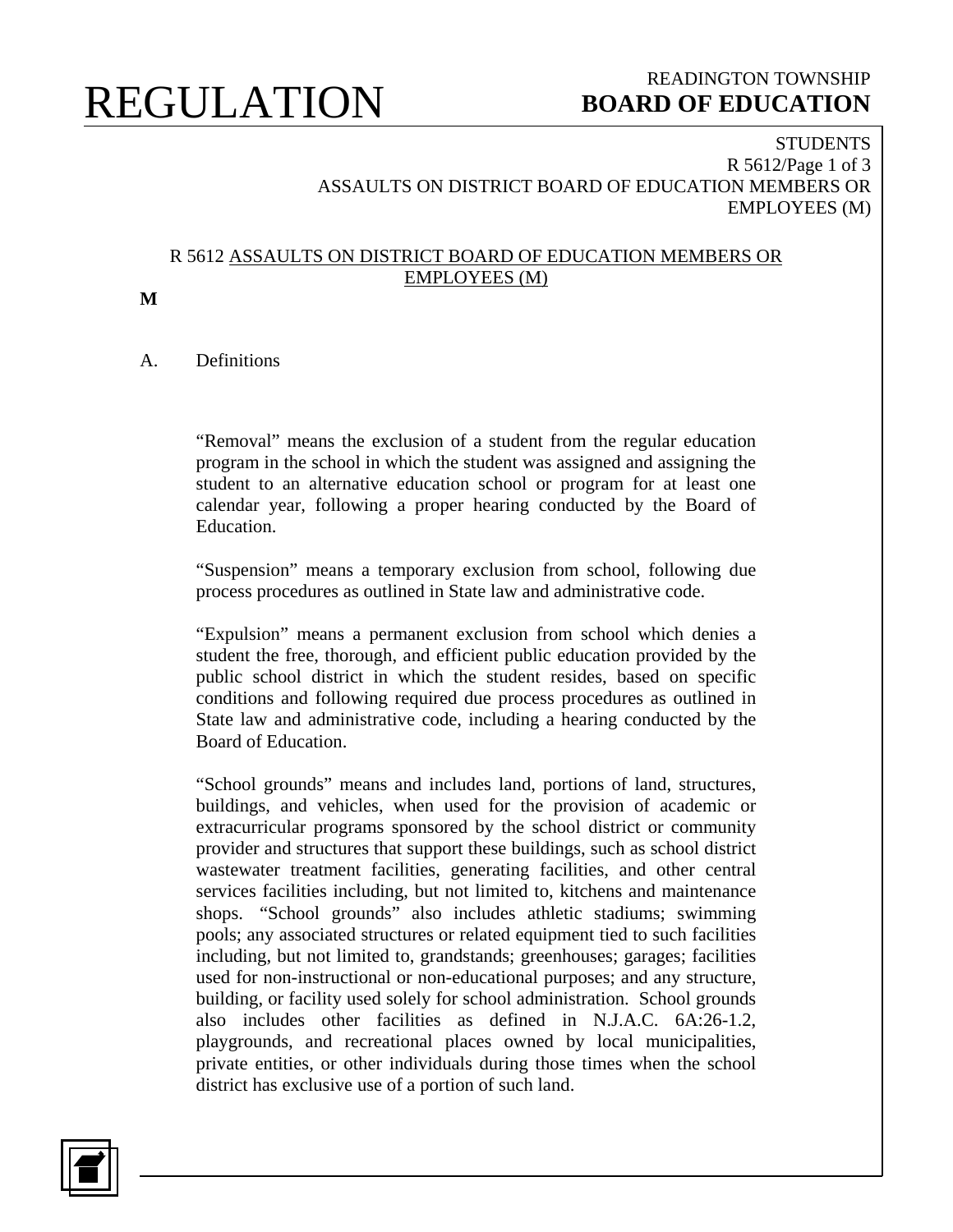# R 5612 ASSAULTS ON DISTRICT BOARD OF EDUCATION MEMBERS OR EMPLOYEES (M)

**M**

A. Definitions

"Removal" means the exclusion of a student from the regular education program in the school in which the student was assigned and assigning the student to an alternative education school or program for at least one calendar year, following a proper hearing conducted by the Board of Education.

"Suspension" means a temporary exclusion from school, following due process procedures as outlined in State law and administrative code.

"Expulsion" means a permanent exclusion from school which denies a student the free, thorough, and efficient public education provided by the public school district in which the student resides, based on specific conditions and following required due process procedures as outlined in State law and administrative code, including a hearing conducted by the Board of Education.

"School grounds" means and includes land, portions of land, structures, buildings, and vehicles, when used for the provision of academic or extracurricular programs sponsored by the school district or community provider and structures that support these buildings, such as school district wastewater treatment facilities, generating facilities, and other central services facilities including, but not limited to, kitchens and maintenance shops. "School grounds" also includes athletic stadiums; swimming pools; any associated structures or related equipment tied to such facilities including, but not limited to, grandstands; greenhouses; garages; facilities used for non-instructional or non-educational purposes; and any structure, building, or facility used solely for school administration. School grounds also includes other facilities as defined in N.J.A.C. 6A:26-1.2, playgrounds, and recreational places owned by local municipalities, private entities, or other individuals during those times when the school district has exclusive use of a portion of such land.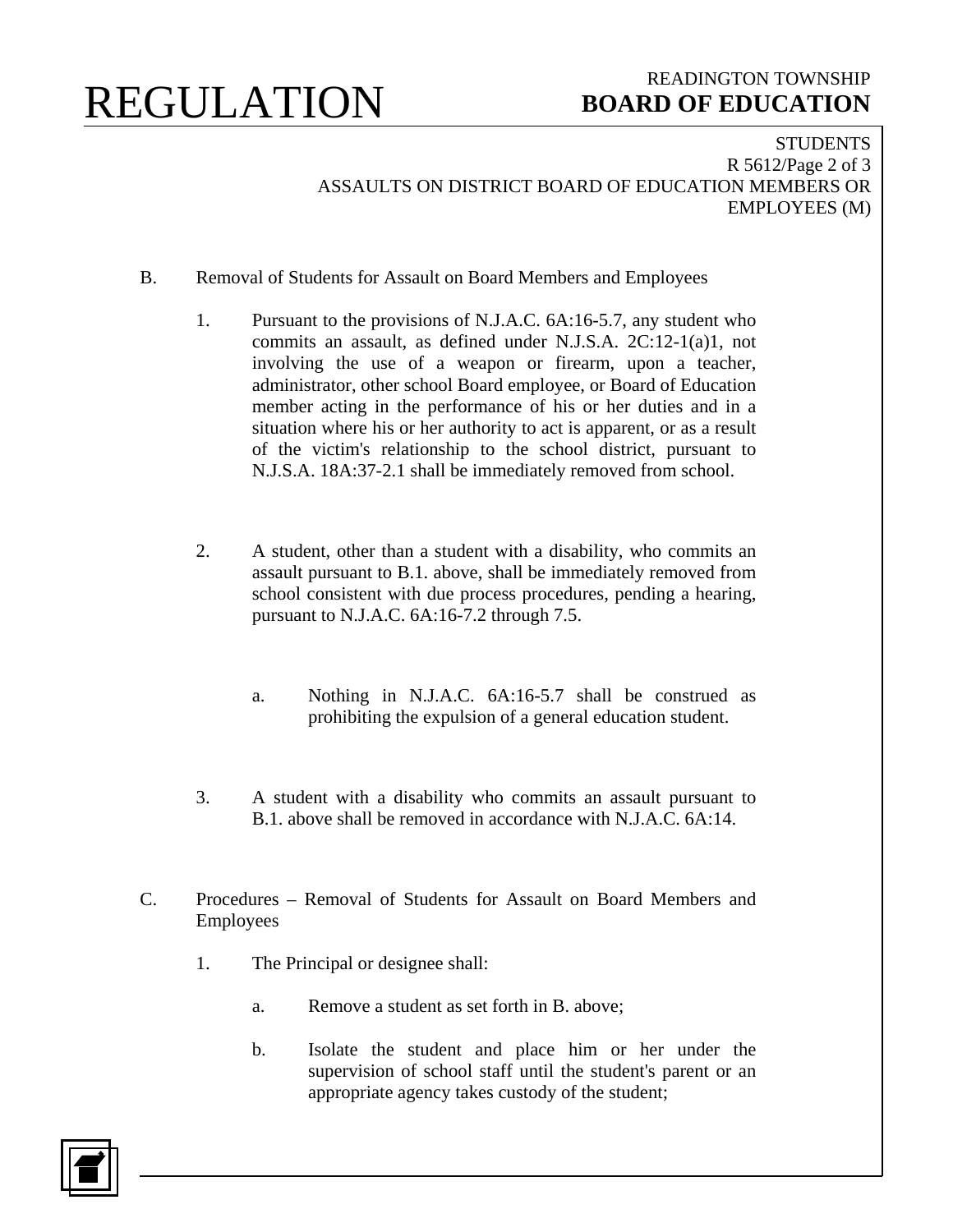B. Removal of Students for Assault on Board Members and Employees

1. Pursuant to the provisions of N.J.A.C. 6A:16-5.7, any student who commits an assault, as defined under N.J.S.A. 2C:12-1(a)1, not involving the use of a weapon or firearm, upon a teacher, administrator, other school Board employee, or Board of Education member acting in the performance of his or her duties and in a situation where his or her authority to act is apparent, or as a result of the victim's relationship to the school district, pursuant to N.J.S.A. 18A:37-2.1 shall be immediately removed from school.

2. A student, other than a student with a disability, who commits an assault pursuant to B.1. above, shall be immediately removed from school consistent with due process procedures, pending a hearing, pursuant to N.J.A.C. 6A:16-7.2 through 7.5.

   a. Nothing in N.J.A.C. 6A:16-5.7 shall be construed as prohibiting the expulsion of a general education student.

3. A student with a disability who commits an assault pursuant to B.1. above shall be removed in accordance with N.J.A.C. 6A:14.

C. Procedures – Removal of Students for Assault on Board Members and Employees

1. The Principal or designee shall:

   a. Remove a student as set forth in B. above;

   b. Isolate the student and place him or her under the supervision of school staff until the student's parent or an appropriate agency takes custody of the student;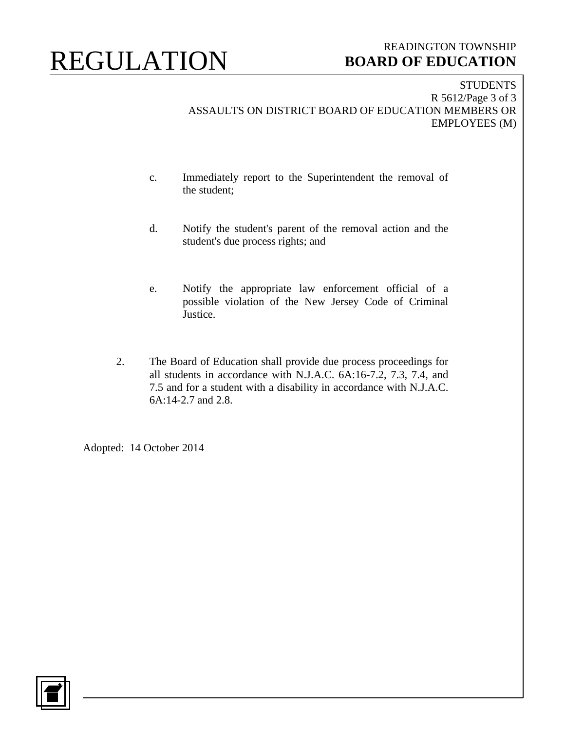c. Immediately report to the Superintendent the removal of the student;

d. Notify the student's parent of the removal action and the student's due process rights; and

e. Notify the appropriate law enforcement official of a possible violation of the New Jersey Code of Criminal Justice.

2. The Board of Education shall provide due process proceedings for all students in accordance with N.J.A.C. 6A:16-7.2, 7.3, 7.4, and 7.5 and for a student with a disability in accordance with N.J.A.C. 6A:14-2.7 and 2.8.

Adopted: 14 October 2014